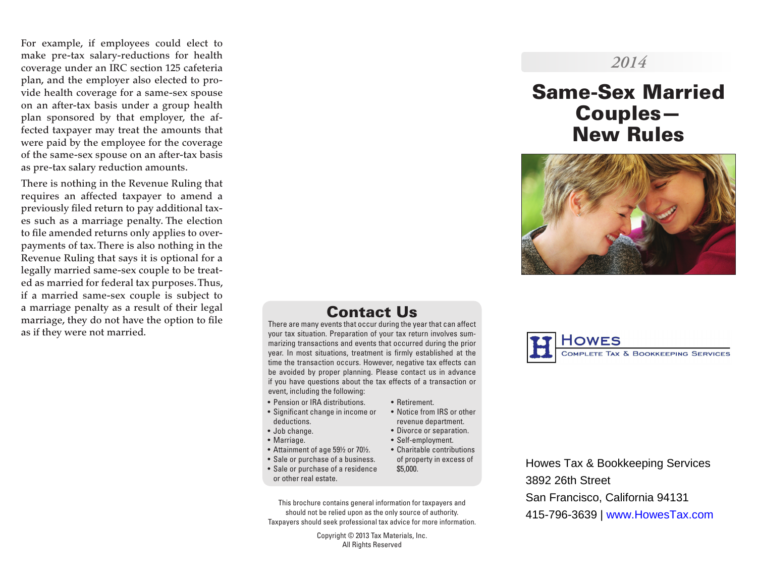For example, if employees could elect to make pre-tax salary-reductions for health coverage under an IRC section 125 cafeteria plan, and the employer also elected to provide health coverage for a same-sex spouse on an after-tax basis under a group health plan sponsored by that employer, the affected taxpayer may treat the amounts that were paid by the employee for the coverage of the same-sex spouse on an after-tax basis as pre-tax salary reduction amounts.

There is nothing in the Revenue Ruling that requires an affected taxpayer to amend a previously filed return to pay additional taxes such as a marriage penalty. The election to file amended returns only applies to overpayments of tax. There is also nothing in the Revenue Ruling that says it is optional for a legally married same-sex couple to be treated as married for federal tax purposes. Thus, if a married same-sex couple is subject to a marriage penalty as a result of their legal marriage, they do not have the option to file as if they were not married.

## Contact Us

There are many events that occur during the year that can affect your tax situation. Preparation of your tax return involves summarizing transactions and events that occurred during the prior year. In most situations, treatment is firmly established at the time the transaction occurs. However, negative tax effects can be avoided by proper planning. Please contact us in advance if you have questions about the tax effects of a transaction or event, including the following:

- Pension or IRA distributions.
- Significant change in income or deductions.
- Job change.
- Marriage.
- Attainment of age 59½ or 70½.
- Sale or purchase of a business.
- Sale or purchase of a residence or other real estate.
- Retirement.
- Notice from IRS or other revenue department.
- Divorce or separation.
- Self-employment.
- Charitable contributions of property in excess of $5,000.

This brochure contains general information for taxpayers and should not be relied upon as the only source of authority. Taxpayers should seek professional tax advice for more information.

Copyright © 2013 Tax Materials, Inc.
All Rights Reserved

*2014*

# Same-Sex Married Couples— New Rules

**Howes**
Complete Tax & Bookkeeping Services

Howes Tax & Bookkeeping Services
3892 26th Street
San Francisco, California 94131
415-796-3639 | www.HowesTax.com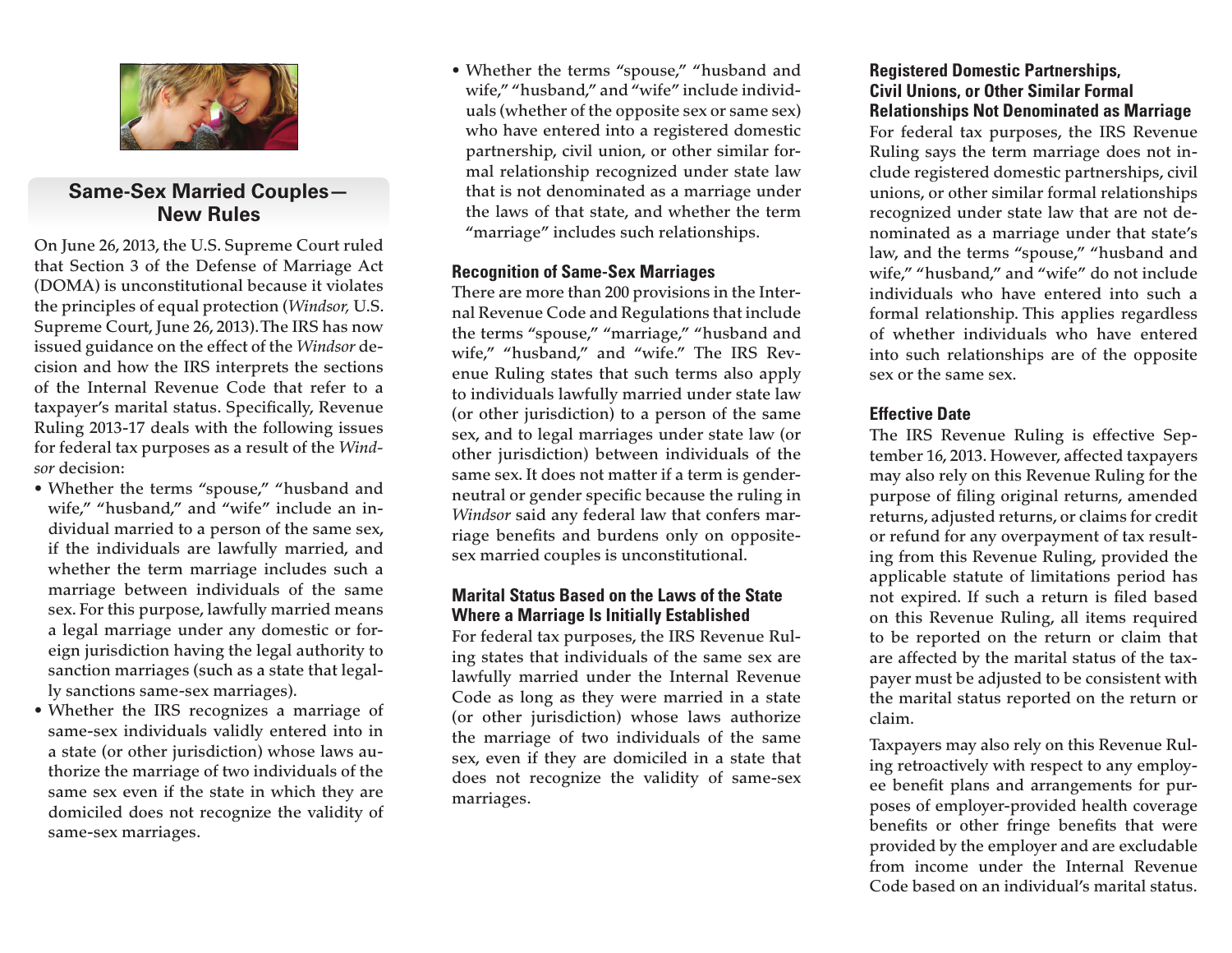## Same-Sex Married Couples—New Rules

On June 26, 2013, the U.S. Supreme Court ruled that Section 3 of the Defense of Marriage Act (DOMA) is unconstitutional because it violates the principles of equal protection (*Windsor,* U.S. Supreme Court, June 26, 2013). The IRS has now issued guidance on the effect of the *Windsor* decision and how the IRS interprets the sections of the Internal Revenue Code that refer to a taxpayer's marital status. Specifically, Revenue Ruling 2013-17 deals with the following issues for federal tax purposes as a result of the *Windsor* decision:

- Whether the terms "spouse," "husband and wife," "husband," and "wife" include an individual married to a person of the same sex, if the individuals are lawfully married, and whether the term marriage includes such a marriage between individuals of the same sex. For this purpose, lawfully married means a legal marriage under any domestic or foreign jurisdiction having the legal authority to sanction marriages (such as a state that legally sanctions same-sex marriages).
- Whether the IRS recognizes a marriage of same-sex individuals validly entered into in a state (or other jurisdiction) whose laws authorize the marriage of two individuals of the same sex even if the state in which they are domiciled does not recognize the validity of same-sex marriages.
- Whether the terms "spouse," "husband and wife," "husband," and "wife" include individuals (whether of the opposite sex or same sex) who have entered into a registered domestic partnership, civil union, or other similar formal relationship recognized under state law that is not denominated as a marriage under the laws of that state, and whether the term "marriage" includes such relationships.

### Recognition of Same-Sex Marriages

There are more than 200 provisions in the Internal Revenue Code and Regulations that include the terms "spouse," "marriage," "husband and wife," "husband," and "wife." The IRS Revenue Ruling states that such terms also apply to individuals lawfully married under state law (or other jurisdiction) to a person of the same sex, and to legal marriages under state law (or other jurisdiction) between individuals of the same sex. It does not matter if a term is gender-neutral or gender specific because the ruling in *Windsor* said any federal law that confers marriage benefits and burdens only on opposite-sex married couples is unconstitutional.

### Marital Status Based on the Laws of the State Where a Marriage Is Initially Established

For federal tax purposes, the IRS Revenue Ruling states that individuals of the same sex are lawfully married under the Internal Revenue Code as long as they were married in a state (or other jurisdiction) whose laws authorize the marriage of two individuals of the same sex, even if they are domiciled in a state that does not recognize the validity of same-sex marriages.

### Registered Domestic Partnerships, Civil Unions, or Other Similar Formal Relationships Not Denominated as Marriage

For federal tax purposes, the IRS Revenue Ruling says the term marriage does not include registered domestic partnerships, civil unions, or other similar formal relationships recognized under state law that are not denominated as a marriage under that state's law, and the terms "spouse," "husband and wife," "husband," and "wife" do not include individuals who have entered into such a formal relationship. This applies regardless of whether individuals who have entered into such relationships are of the opposite sex or the same sex.

### Effective Date

The IRS Revenue Ruling is effective September 16, 2013. However, affected taxpayers may also rely on this Revenue Ruling for the purpose of filing original returns, amended returns, adjusted returns, or claims for credit or refund for any overpayment of tax resulting from this Revenue Ruling, provided the applicable statute of limitations period has not expired. If such a return is filed based on this Revenue Ruling, all items required to be reported on the return or claim that are affected by the marital status of the taxpayer must be adjusted to be consistent with the marital status reported on the return or claim.

Taxpayers may also rely on this Revenue Ruling retroactively with respect to any employee benefit plans and arrangements for purposes of employer-provided health coverage benefits or other fringe benefits that were provided by the employer and are excludable from income under the Internal Revenue Code based on an individual's marital status.